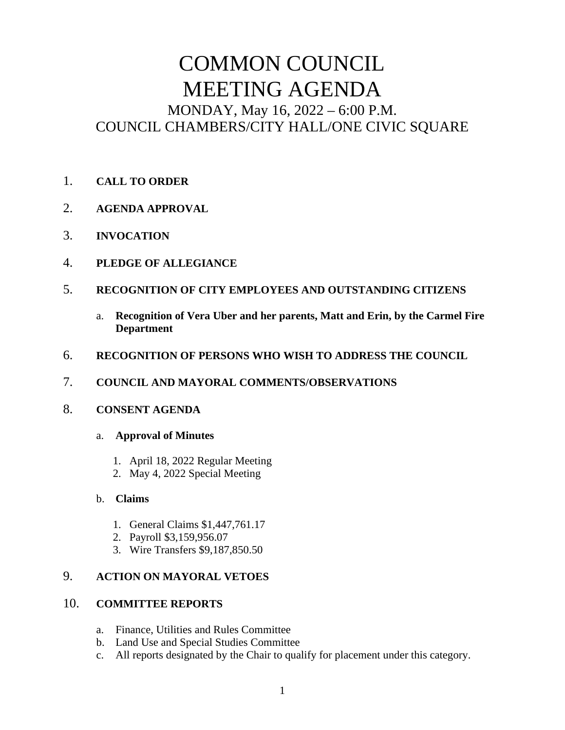# COMMON COUNCIL
# MEETING AGENDA

## MONDAY, May 16, 2022 – 6:00 P.M.
## COUNCIL CHAMBERS/CITY HALL/ONE CIVIC SQUARE

1. **CALL TO ORDER**

2. **AGENDA APPROVAL**

3. **INVOCATION**

4. **PLEDGE OF ALLEGIANCE**

5. **RECOGNITION OF CITY EMPLOYEES AND OUTSTANDING CITIZENS**

   a. **Recognition of Vera Uber and her parents, Matt and Erin, by the Carmel Fire Department**

6. **RECOGNITION OF PERSONS WHO WISH TO ADDRESS THE COUNCIL**

7. **COUNCIL AND MAYORAL COMMENTS/OBSERVATIONS**

8. **CONSENT AGENDA**

   a. **Approval of Minutes**

      1. April 18, 2022 Regular Meeting
      2. May 4, 2022 Special Meeting

   b. **Claims**

      1. General Claims $1,447,761.17
      2. Payroll $3,159,956.07
      3. Wire Transfers $9,187,850.50

9. **ACTION ON MAYORAL VETOES**

10. **COMMITTEE REPORTS**

    a. Finance, Utilities and Rules Committee
    b. Land Use and Special Studies Committee
    c. All reports designated by the Chair to qualify for placement under this category.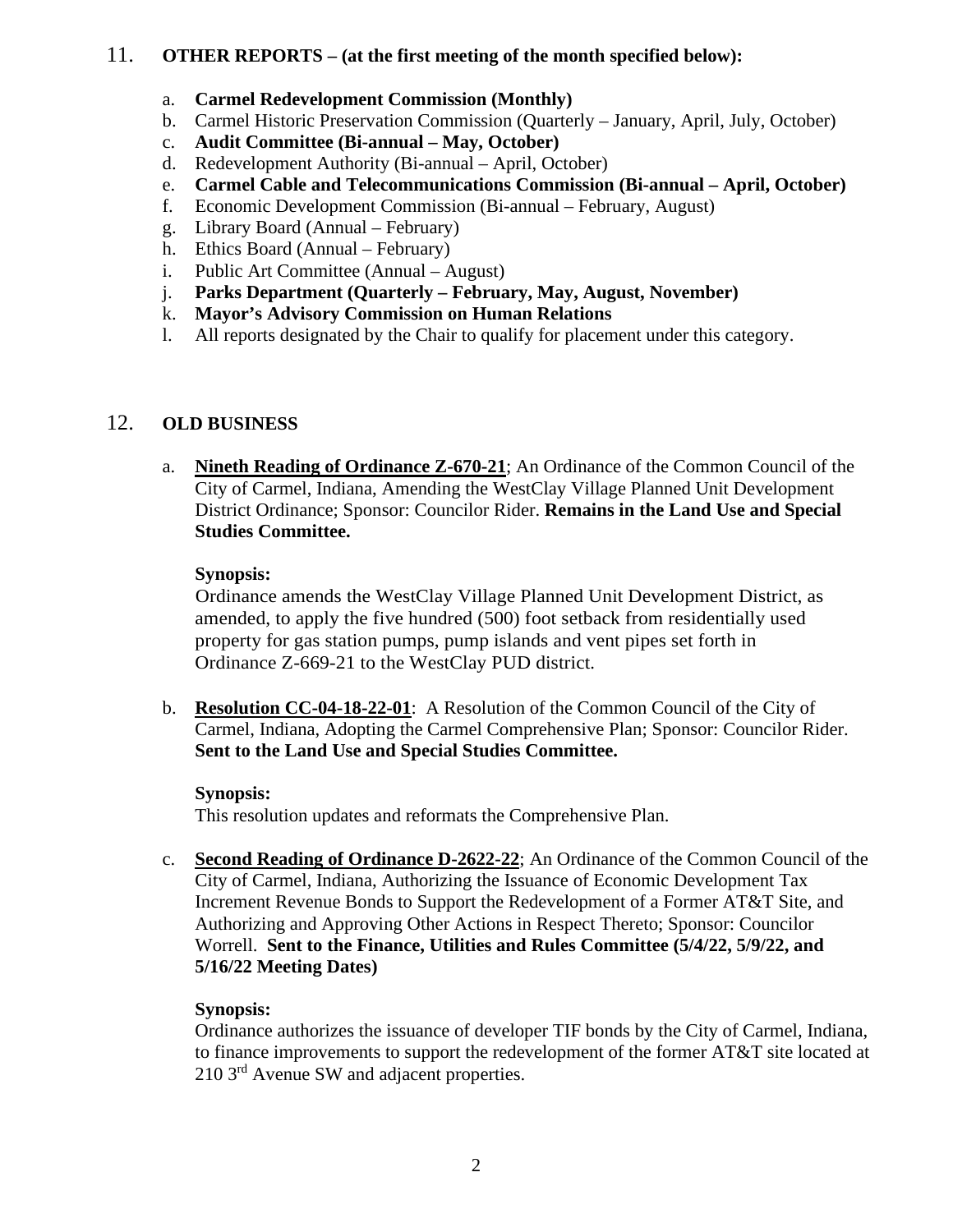## 11. **OTHER REPORTS – (at the first meeting of the month specified below):**

a. **Carmel Redevelopment Commission (Monthly)**
b. Carmel Historic Preservation Commission (Quarterly – January, April, July, October)
c. **Audit Committee (Bi-annual – May, October)**
d. Redevelopment Authority (Bi-annual – April, October)
e. **Carmel Cable and Telecommunications Commission (Bi-annual – April, October)**
f. Economic Development Commission (Bi-annual – February, August)
g. Library Board (Annual – February)
h. Ethics Board (Annual – February)
i. Public Art Committee (Annual – August)
j. **Parks Department (Quarterly – February, May, August, November)**
k. **Mayor's Advisory Commission on Human Relations**
l. All reports designated by the Chair to qualify for placement under this category.

## 12. **OLD BUSINESS**

a. **Nineth Reading of Ordinance Z-670-21**; An Ordinance of the Common Council of the City of Carmel, Indiana, Amending the WestClay Village Planned Unit Development District Ordinance; Sponsor: Councilor Rider. **Remains in the Land Use and Special Studies Committee.**

   **Synopsis:**
   Ordinance amends the WestClay Village Planned Unit Development District, as amended, to apply the five hundred (500) foot setback from residentially used property for gas station pumps, pump islands and vent pipes set forth in Ordinance Z-669-21 to the WestClay PUD district.

b. **Resolution CC-04-18-22-01**: A Resolution of the Common Council of the City of Carmel, Indiana, Adopting the Carmel Comprehensive Plan; Sponsor: Councilor Rider. **Sent to the Land Use and Special Studies Committee.**

   **Synopsis:**
   This resolution updates and reformats the Comprehensive Plan.

c. **Second Reading of Ordinance D-2622-22**; An Ordinance of the Common Council of the City of Carmel, Indiana, Authorizing the Issuance of Economic Development Tax Increment Revenue Bonds to Support the Redevelopment of a Former AT&T Site, and Authorizing and Approving Other Actions in Respect Thereto; Sponsor: Councilor Worrell. **Sent to the Finance, Utilities and Rules Committee (5/4/22, 5/9/22, and 5/16/22 Meeting Dates)**

   **Synopsis:**
   Ordinance authorizes the issuance of developer TIF bonds by the City of Carmel, Indiana, to finance improvements to support the redevelopment of the former AT&T site located at 210 3rd Avenue SW and adjacent properties.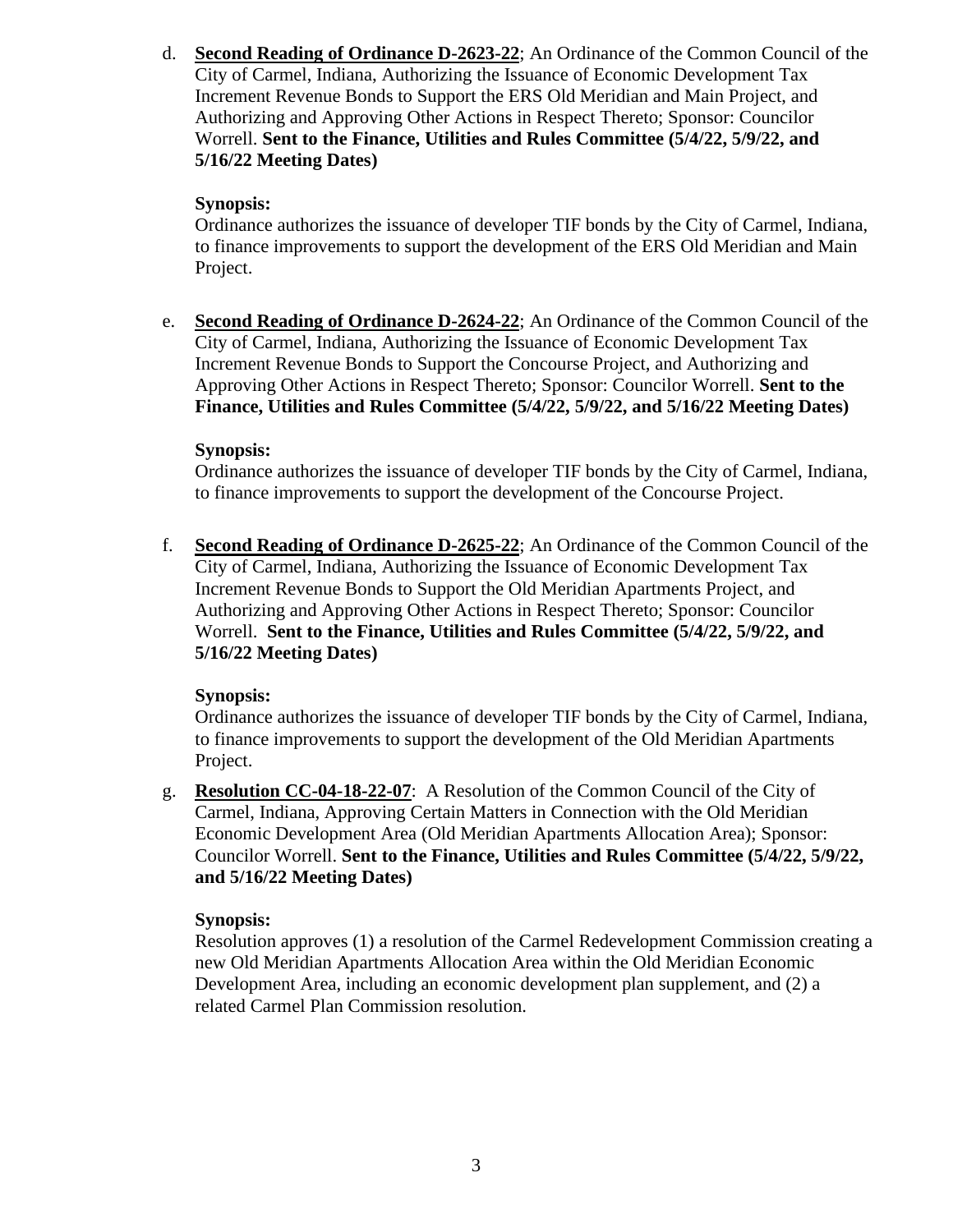d. **Second Reading of Ordinance D-2623-22**; An Ordinance of the Common Council of the City of Carmel, Indiana, Authorizing the Issuance of Economic Development Tax Increment Revenue Bonds to Support the ERS Old Meridian and Main Project, and Authorizing and Approving Other Actions in Respect Thereto; Sponsor: Councilor Worrell. **Sent to the Finance, Utilities and Rules Committee (5/4/22, 5/9/22, and 5/16/22 Meeting Dates)**

   **Synopsis:**
   Ordinance authorizes the issuance of developer TIF bonds by the City of Carmel, Indiana, to finance improvements to support the development of the ERS Old Meridian and Main Project.

e. **Second Reading of Ordinance D-2624-22**; An Ordinance of the Common Council of the City of Carmel, Indiana, Authorizing the Issuance of Economic Development Tax Increment Revenue Bonds to Support the Concourse Project, and Authorizing and Approving Other Actions in Respect Thereto; Sponsor: Councilor Worrell. **Sent to the Finance, Utilities and Rules Committee (5/4/22, 5/9/22, and 5/16/22 Meeting Dates)**

   **Synopsis:**
   Ordinance authorizes the issuance of developer TIF bonds by the City of Carmel, Indiana, to finance improvements to support the development of the Concourse Project.

f. **Second Reading of Ordinance D-2625-22**; An Ordinance of the Common Council of the City of Carmel, Indiana, Authorizing the Issuance of Economic Development Tax Increment Revenue Bonds to Support the Old Meridian Apartments Project, and Authorizing and Approving Other Actions in Respect Thereto; Sponsor: Councilor Worrell. **Sent to the Finance, Utilities and Rules Committee (5/4/22, 5/9/22, and 5/16/22 Meeting Dates)**

   **Synopsis:**
   Ordinance authorizes the issuance of developer TIF bonds by the City of Carmel, Indiana, to finance improvements to support the development of the Old Meridian Apartments Project.

g. **Resolution CC-04-18-22-07**: A Resolution of the Common Council of the City of Carmel, Indiana, Approving Certain Matters in Connection with the Old Meridian Economic Development Area (Old Meridian Apartments Allocation Area); Sponsor: Councilor Worrell. **Sent to the Finance, Utilities and Rules Committee (5/4/22, 5/9/22, and 5/16/22 Meeting Dates)**

   **Synopsis:**
   Resolution approves (1) a resolution of the Carmel Redevelopment Commission creating a new Old Meridian Apartments Allocation Area within the Old Meridian Economic Development Area, including an economic development plan supplement, and (2) a related Carmel Plan Commission resolution.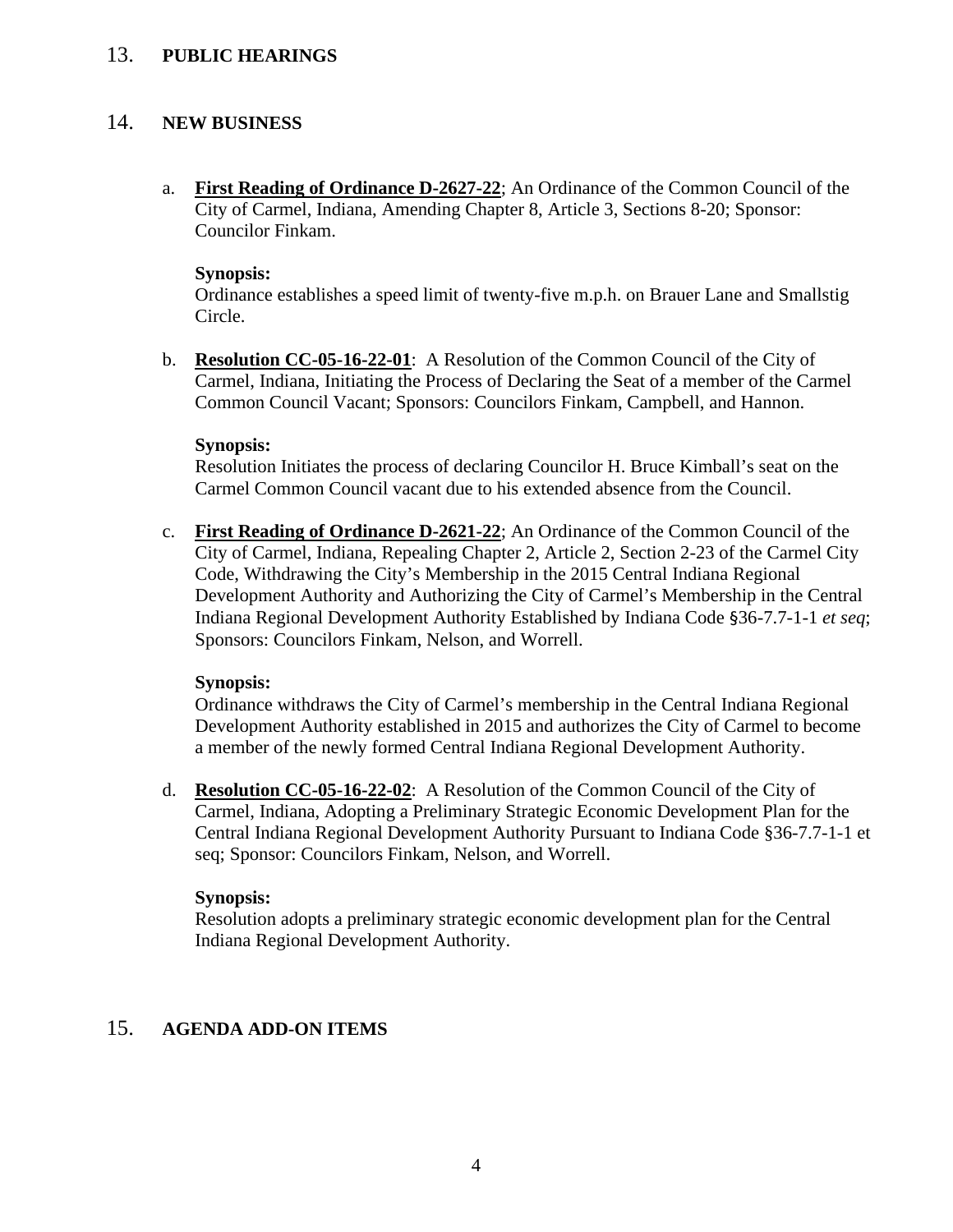13. **PUBLIC HEARINGS**

14. **NEW BUSINESS**

a. **First Reading of Ordinance D-2627-22**; An Ordinance of the Common Council of the City of Carmel, Indiana, Amending Chapter 8, Article 3, Sections 8-20; Sponsor: Councilor Finkam.

**Synopsis:**
Ordinance establishes a speed limit of twenty-five m.p.h. on Brauer Lane and Smallstig Circle.

b. **Resolution CC-05-16-22-01**: A Resolution of the Common Council of the City of Carmel, Indiana, Initiating the Process of Declaring the Seat of a member of the Carmel Common Council Vacant; Sponsors: Councilors Finkam, Campbell, and Hannon.

**Synopsis:**
Resolution Initiates the process of declaring Councilor H. Bruce Kimball's seat on the Carmel Common Council vacant due to his extended absence from the Council.

c. **First Reading of Ordinance D-2621-22**; An Ordinance of the Common Council of the City of Carmel, Indiana, Repealing Chapter 2, Article 2, Section 2-23 of the Carmel City Code, Withdrawing the City's Membership in the 2015 Central Indiana Regional Development Authority and Authorizing the City of Carmel's Membership in the Central Indiana Regional Development Authority Established by Indiana Code §36-7.7-1-1 *et seq*; Sponsors: Councilors Finkam, Nelson, and Worrell.

**Synopsis:**
Ordinance withdraws the City of Carmel's membership in the Central Indiana Regional Development Authority established in 2015 and authorizes the City of Carmel to become a member of the newly formed Central Indiana Regional Development Authority.

d. **Resolution CC-05-16-22-02**: A Resolution of the Common Council of the City of Carmel, Indiana, Adopting a Preliminary Strategic Economic Development Plan for the Central Indiana Regional Development Authority Pursuant to Indiana Code §36-7.7-1-1 et seq; Sponsor: Councilors Finkam, Nelson, and Worrell.

**Synopsis:**
Resolution adopts a preliminary strategic economic development plan for the Central Indiana Regional Development Authority.

15. **AGENDA ADD-ON ITEMS**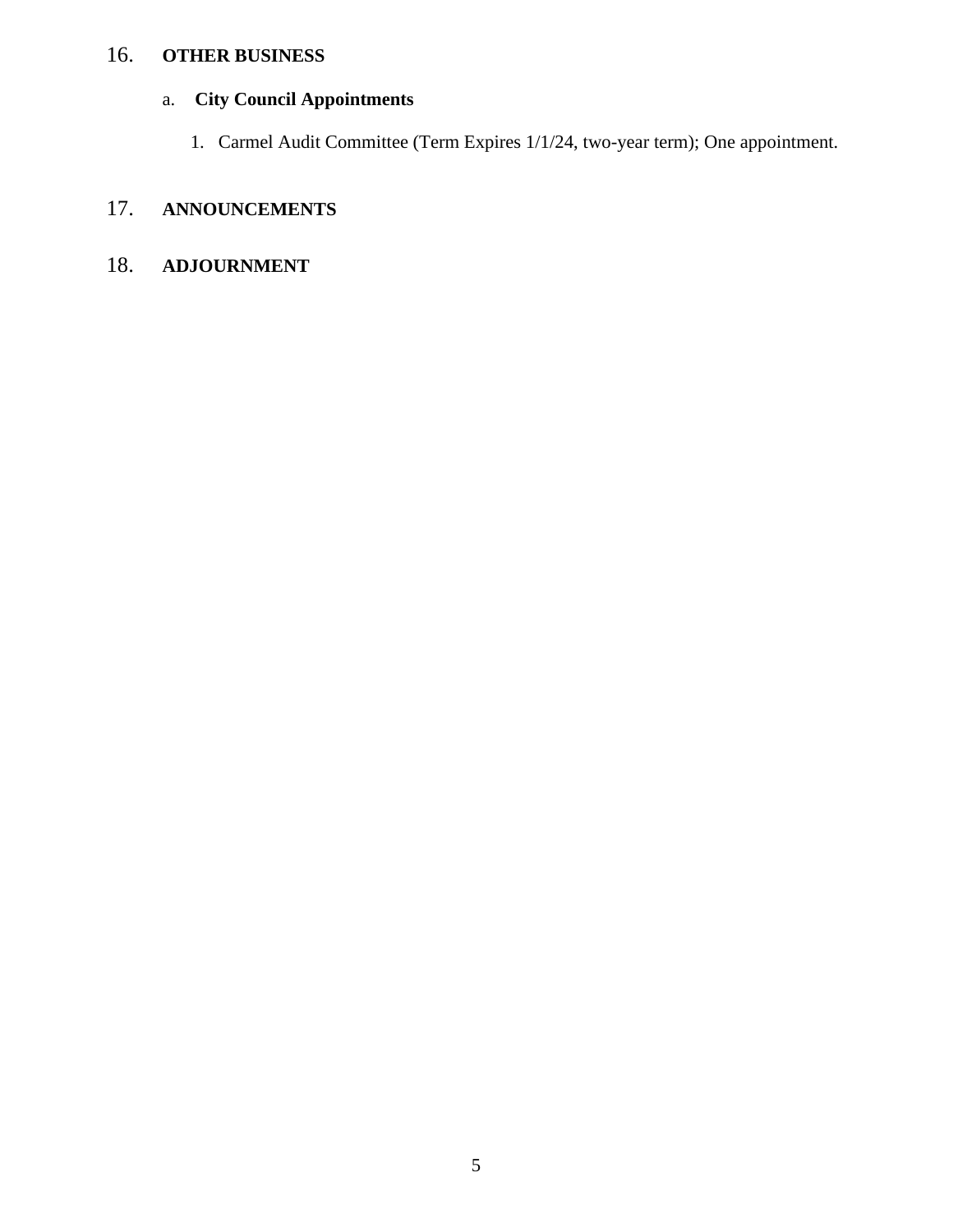16. **OTHER BUSINESS**

   a. **City Council Appointments**

      1. Carmel Audit Committee (Term Expires 1/1/24, two-year term); One appointment.

17. **ANNOUNCEMENTS**

18. **ADJOURNMENT**